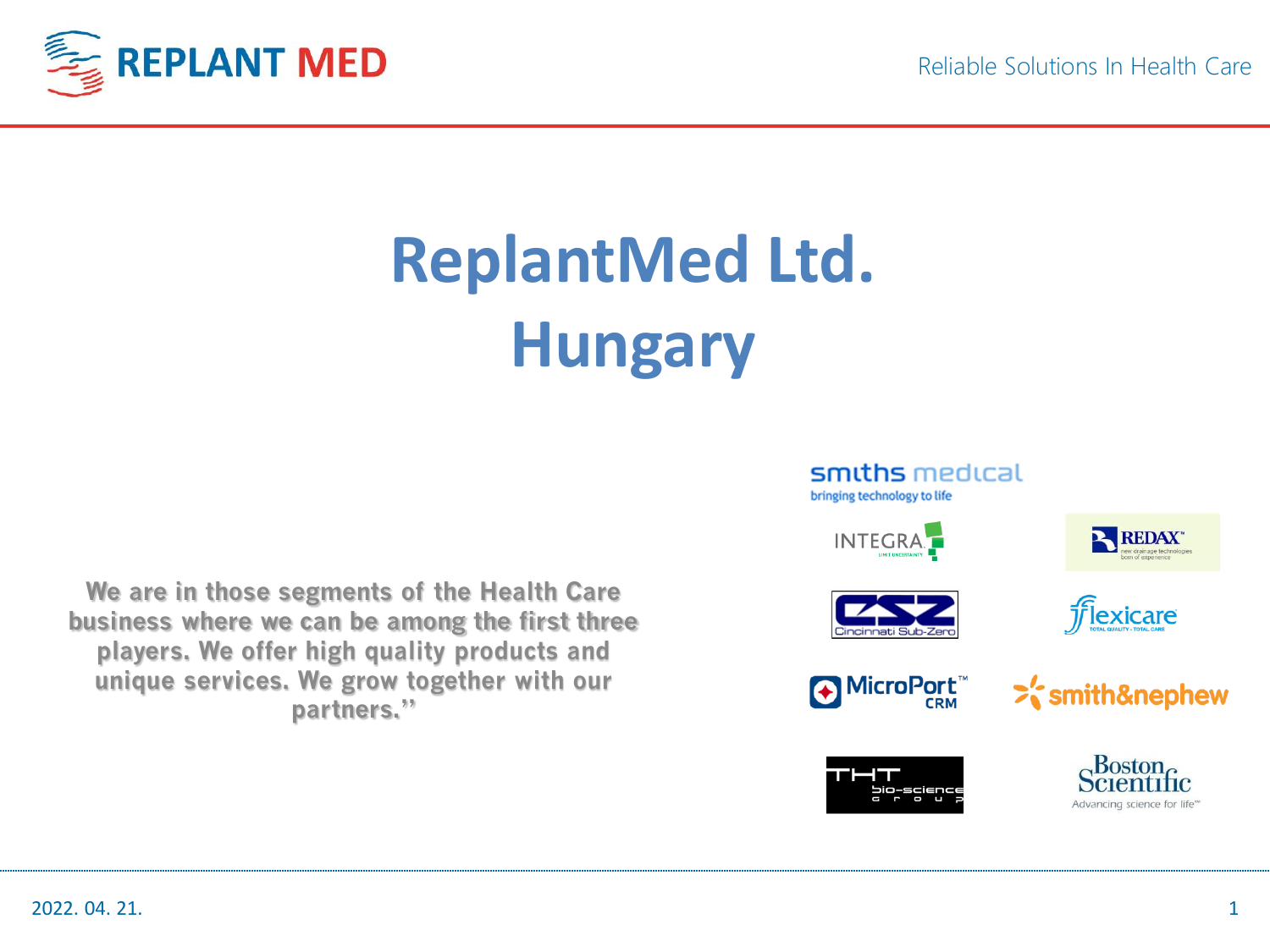# ReplantMed Ltd.
# Hungary

We are in those segments of the Health Care business where we can be among the first three players. We offer high quality products and unique services. We grow together with our partners.”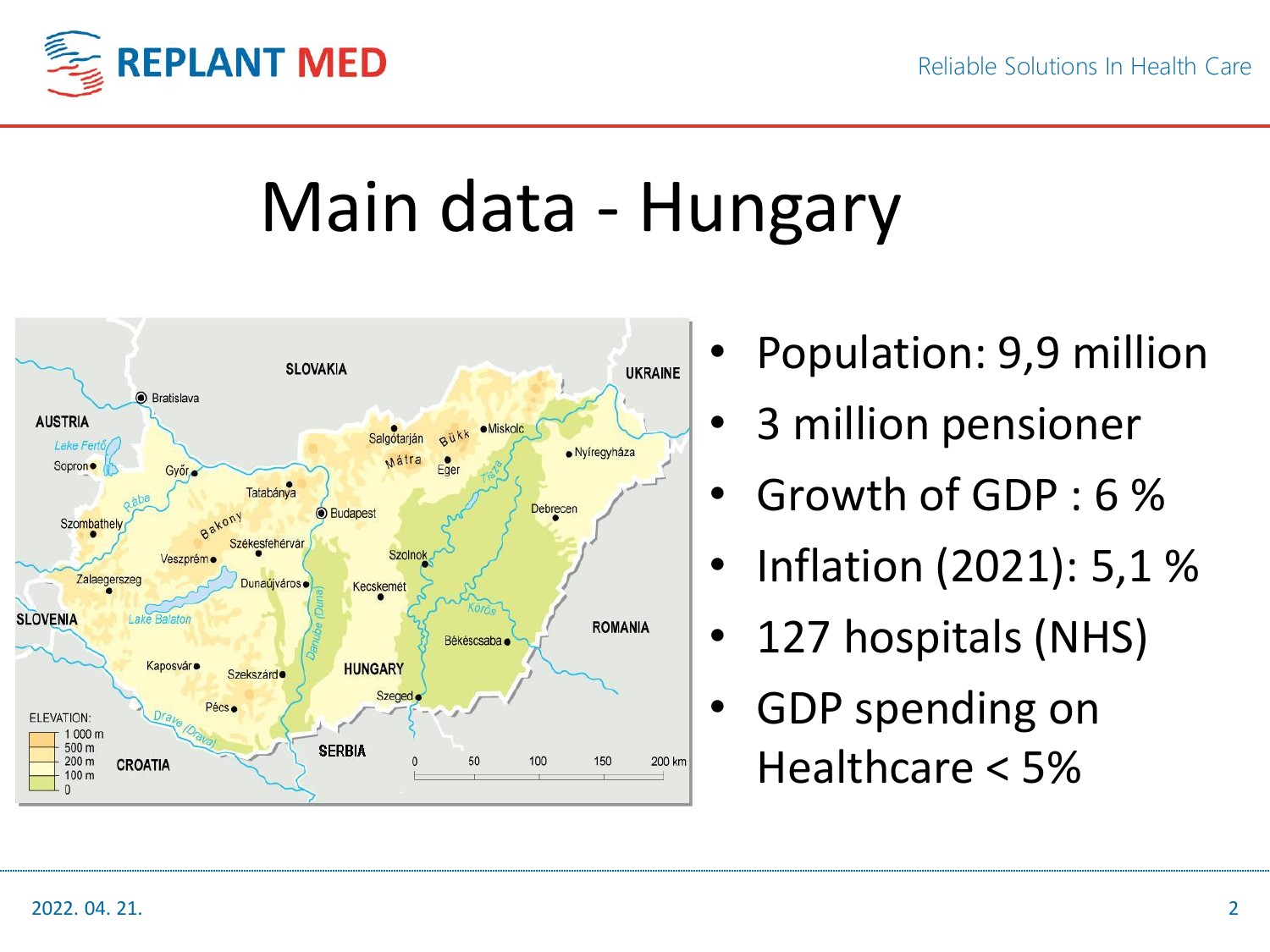# Main data - Hungary

- Population: 9,9 million
- 3 million pensioner
- Growth of GDP : 6 %
- Inflation (2021): 5,1 %
- 127 hospitals (NHS)
- GDP spending on Healthcare < 5%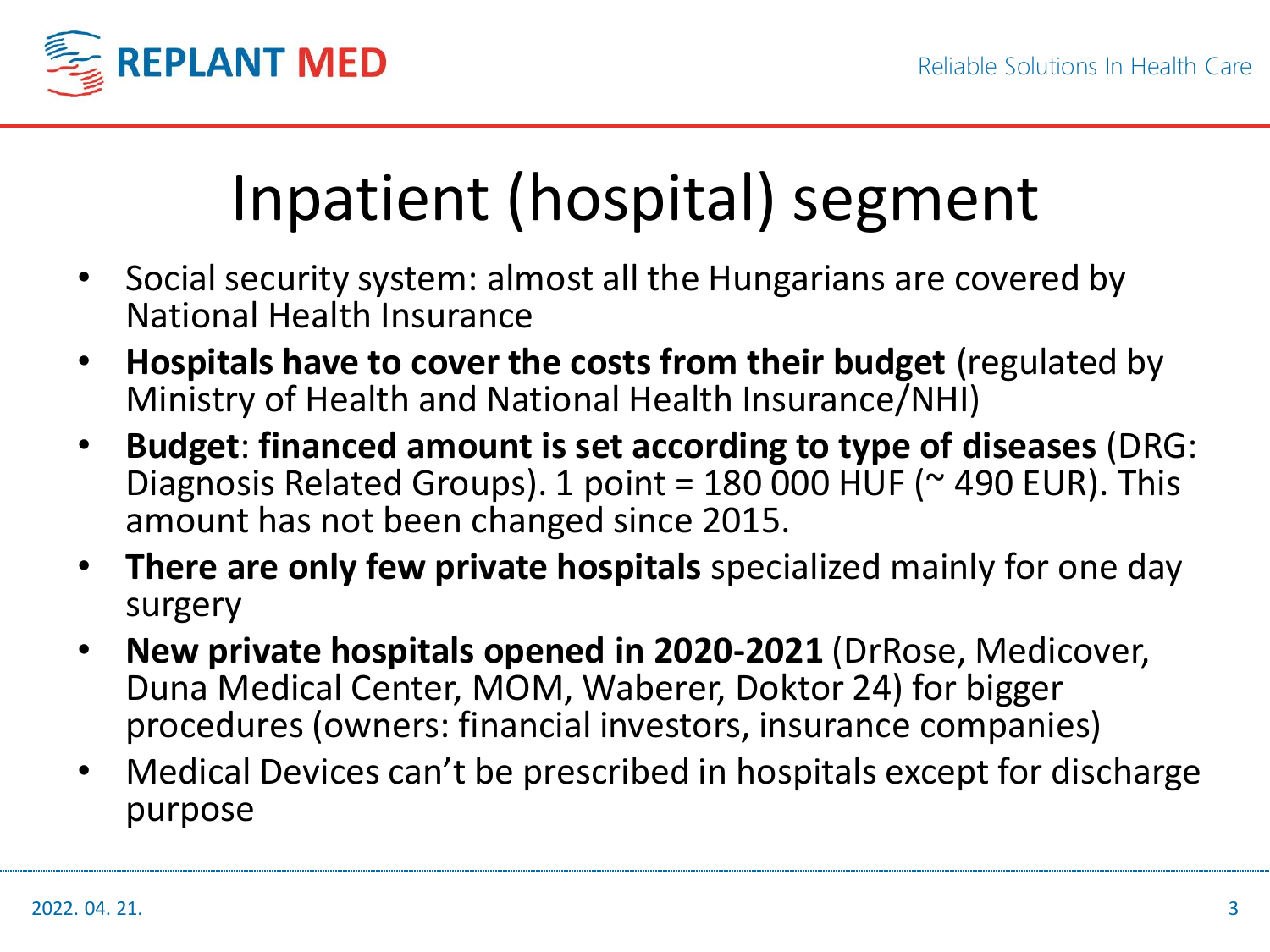# Inpatient (hospital) segment

- Social security system: almost all the Hungarians are covered by National Health Insurance
- **Hospitals have to cover the costs from their budget** (regulated by Ministry of Health and National Health Insurance/NHI)
- **Budget**: **financed amount is set according to type of diseases** (DRG: Diagnosis Related Groups). 1 point = 180 000 HUF (~ 490 EUR). This amount has not been changed since 2015.
- **There are only few private hospitals** specialized mainly for one day surgery
- **New private hospitals opened in 2020-2021** (DrRose, Medicover, Duna Medical Center, MOM, Waberer, Doktor 24) for bigger procedures (owners: financial investors, insurance companies)
- Medical Devices can't be prescribed in hospitals except for discharge purpose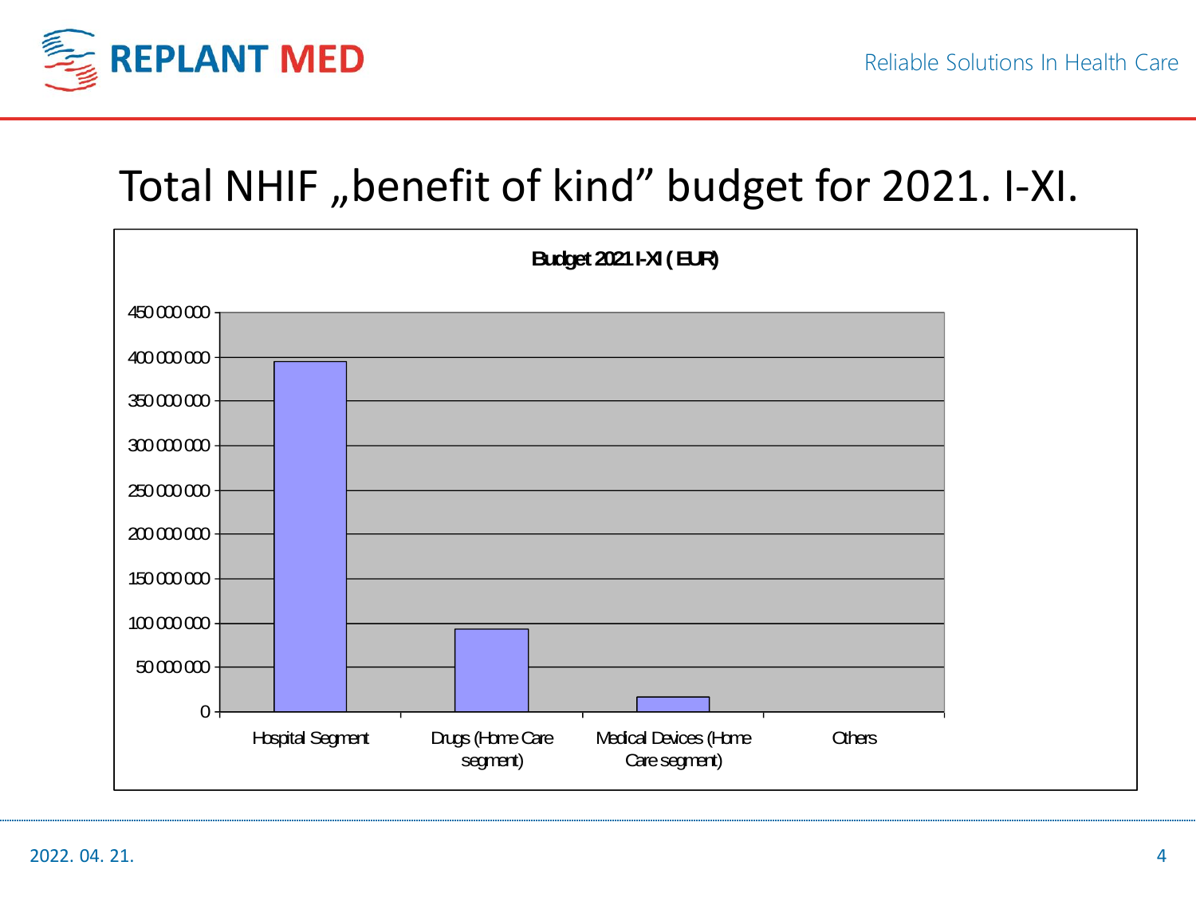# Total NHIF „benefit of kind" budget for 2021. I-XI.

**Budget 2021 I-XI ( EUR)**

450 000 000
400 000 000
350 000 000
300 000 000
250 000 000
200 000 000
150 000 000
100 000 000
50 000 000
0

Hospital Segment | Drugs (Home Care segment) | Medical Devices (Home Care segment) | Others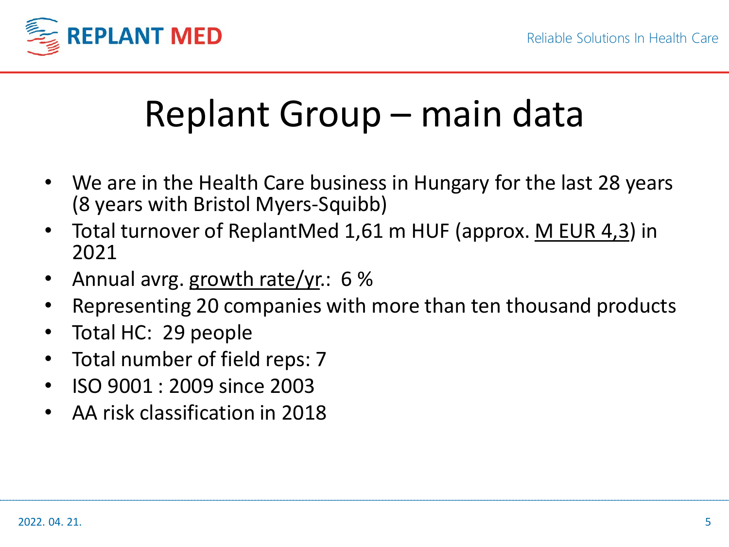# Replant Group – main data

- We are in the Health Care business in Hungary for the last 28 years (8 years with Bristol Myers-Squibb)
- Total turnover of ReplantMed 1,61 m HUF (approx. M EUR 4,3) in 2021
- Annual avrg. growth rate/yr.: 6 %
- Representing 20 companies with more than ten thousand products
- Total HC: 29 people
- Total number of field reps: 7
- ISO 9001 : 2009 since 2003
- AA risk classification in 2018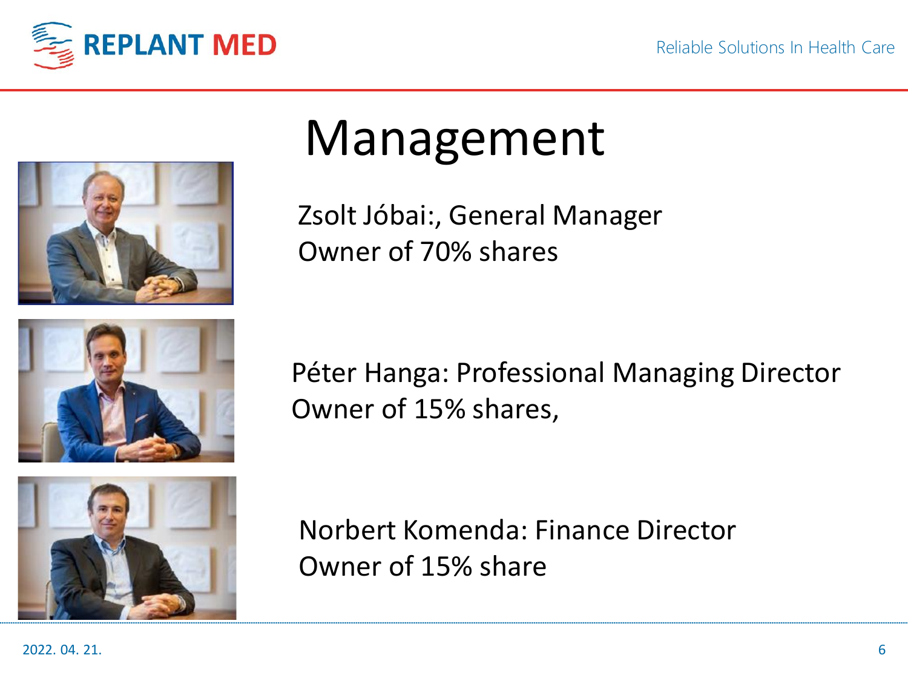# Management

Zsolt Jóbai:, General Manager
Owner of 70% shares

Péter Hanga: Professional Managing Director
Owner of 15% shares,

Norbert Komenda: Finance Director
Owner of 15% share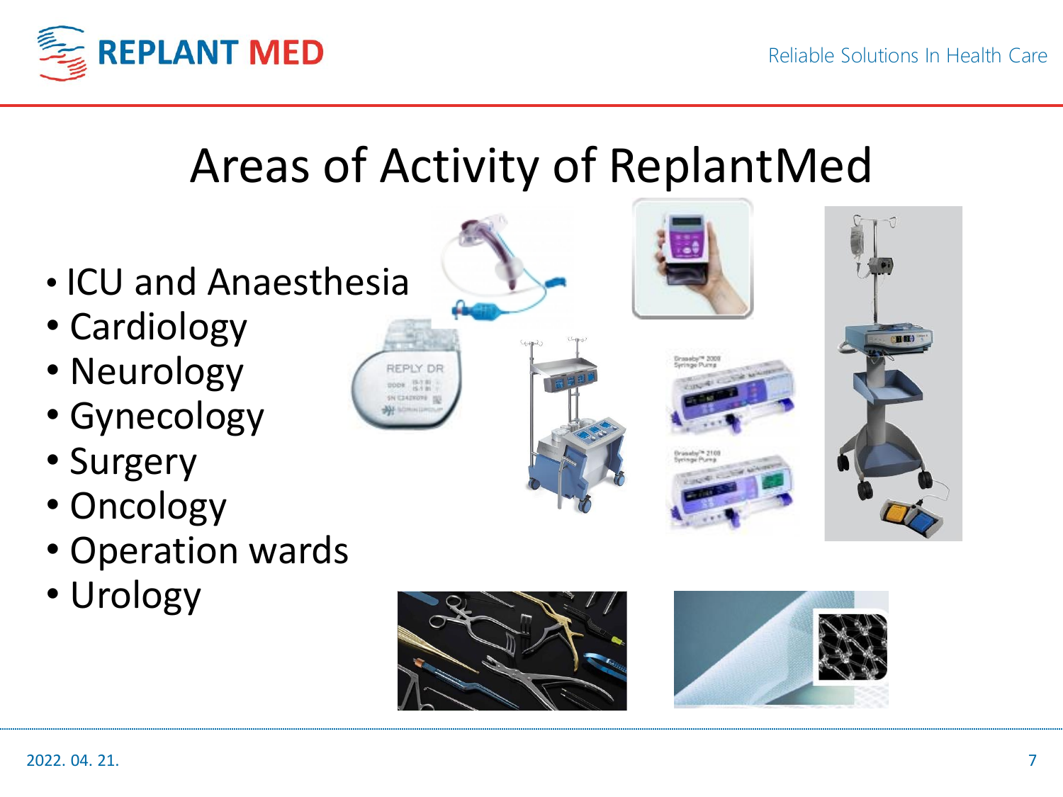# Areas of Activity of ReplantMed

- ICU and Anaesthesia
- Cardiology
- Neurology
- Gynecology
- Surgery
- Oncology
- Operation wards
- Urology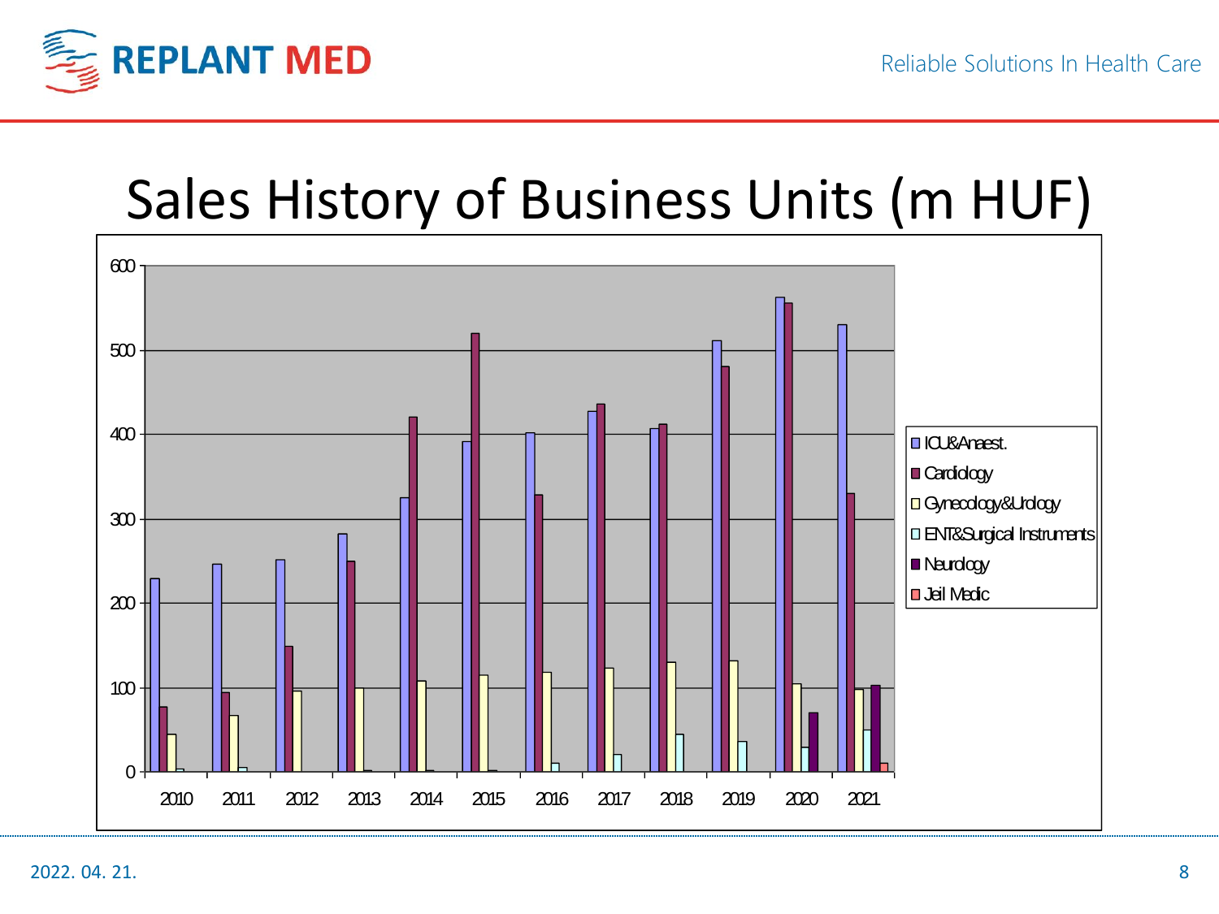# Sales History of Business Units (m HUF)

| Year | ICU&Anaest. | Cardiology | Gynecology&Urology | ENT&Surgical Instruments | Neurology | Jeil Medic |
|---|---|---|---|---|---|---|
| 2010 | 229 | 77 | 44 | 3 | | |
| 2011 | 246 | 94 | 66 | 5 | | |
| 2012 | 251 | 149 | 96 | | | |
| 2013 | 282 | 249 | 99 | 1 | | |
| 2014 | 325 | 420 | 107 | 1 | | |
| 2015 | 391 | 519 | 114 | 1 | | |
| 2016 | 401 | 328 | 118 | 10 | | |
| 2017 | 427 | 435 | 122 | 20 | | |
| 2018 | 406 | 412 | 130 | 44 | | |
| 2019 | 511 | 480 | 131 | 35 | | |
| 2020 | 562 | 555 | 104 | 29 | 70 | |
| 2021 | 530 | 330 | 98 | 49 | 102 | 10 |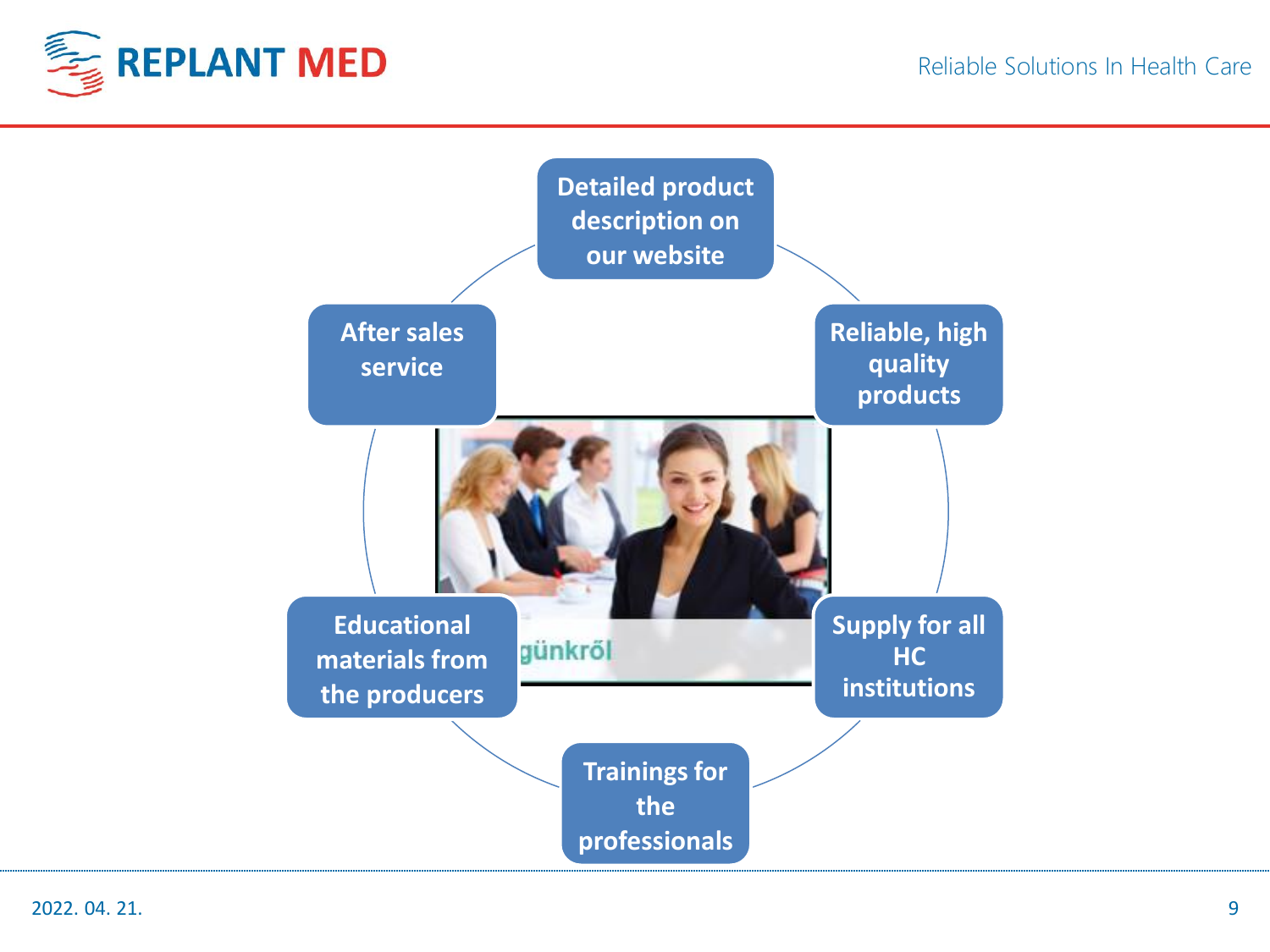- Detailed product description on our website
- Reliable, high quality products
- Supply for all HC institutions
- Trainings for the professionals
- Educational materials from the producers
- After sales service

günkről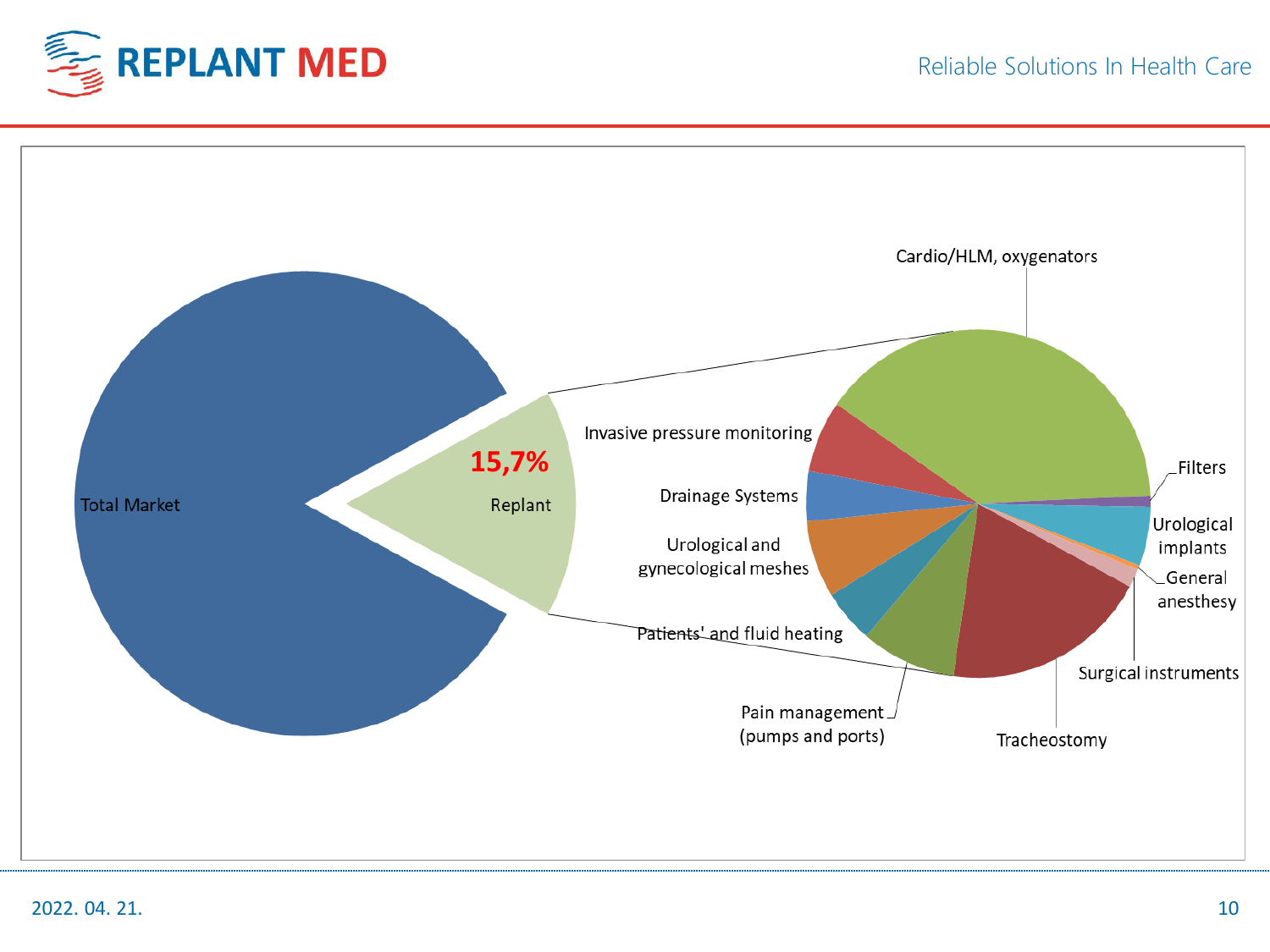Total Market

15,7%

Replant

Cardio/HLM, oxygenators

Invasive pressure monitoring

Drainage Systems

Urological and gynecological meshes

Patients' and fluid heating

Pain management (pumps and ports)

Tracheostomy

Surgical instruments

General anesthesy

Urological implants

Filters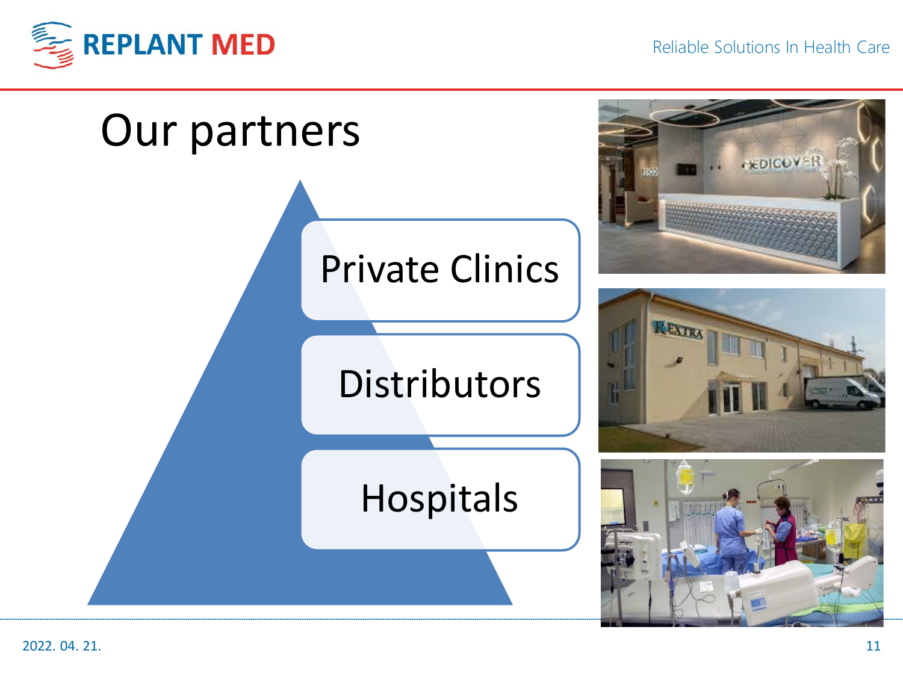# Our partners

- Private Clinics
- Distributors
- Hospitals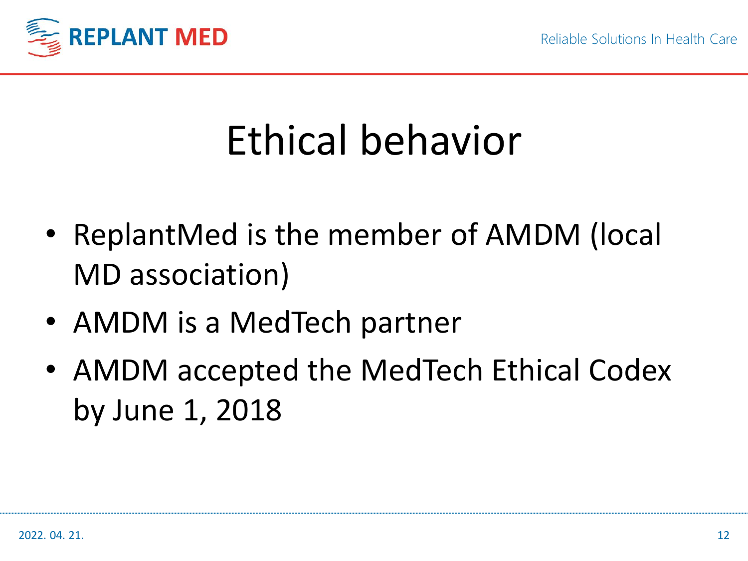# Ethical behavior

- ReplantMed is the member of AMDM (local MD association)
- AMDM is a MedTech partner
- AMDM accepted the MedTech Ethical Codex by June 1, 2018